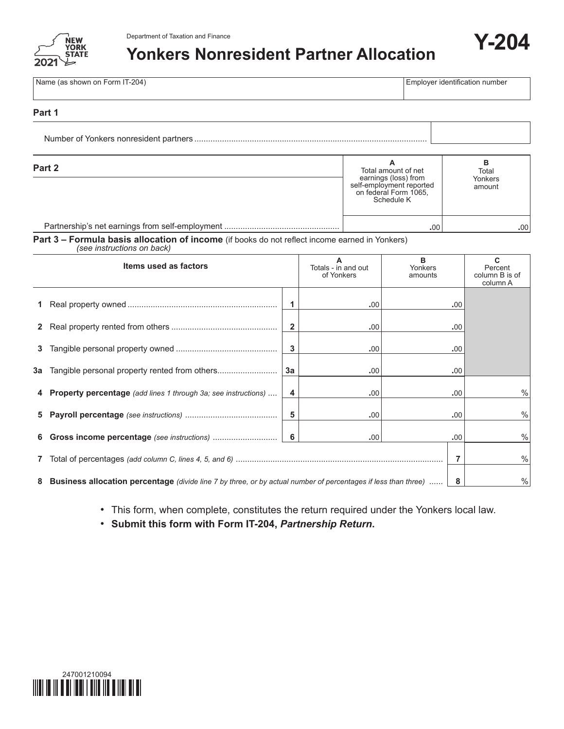Department of Taxation and Finance

# Yonkers Nonresident Partner Allocation

**Y-204**

2021

| Name (as shown on Form IT-204) | Employer identification number |
|---|---|
| | |

## Part 1

Number of Yonkers nonresident partners ..........

## Part 2

| | A Total amount of net earnings (loss) from self-employment reported on federal Form 1065, Schedule K | B Total Yonkers amount |
|---|---|---|
| Partnership's net earnings from self-employment .......... | .00 | .00 |

## Part 3 – Formula basis allocation of income (if books do not reflect income earned in Yonkers)

*(see instructions on back)*

| | Items used as factors | | A Totals - in and out of Yonkers | B Yonkers amounts | C Percent column B is of column A |
|---|---|---|---|---|---|
| 1 | Real property owned .......... | 1 | .00 | .00 | |
| 2 | Real property rented from others .......... | 2 | .00 | .00 | |
| 3 | Tangible personal property owned .......... | 3 | .00 | .00 | |
| 3a | Tangible personal property rented from others.......... | 3a | .00 | .00 | |
| 4 | **Property percentage** *(add lines 1 through 3a; see instructions)* .... | 4 | .00 | .00 | % |
| 5 | **Payroll percentage** *(see instructions)* .......... | 5 | .00 | .00 | % |
| 6 | **Gross income percentage** *(see instructions)* .......... | 6 | .00 | .00 | % |
| 7 | Total of percentages *(add column C, lines 4, 5, and 6)* .......... | | | 7 | % |
| 8 | **Business allocation percentage** *(divide line 7 by three, or by actual number of percentages if less than three)* ...... | | | 8 | % |

- This form, when complete, constitutes the return required under the Yonkers local law.
- **Submit this form with Form IT-204, *Partnership Return*.**

247001210094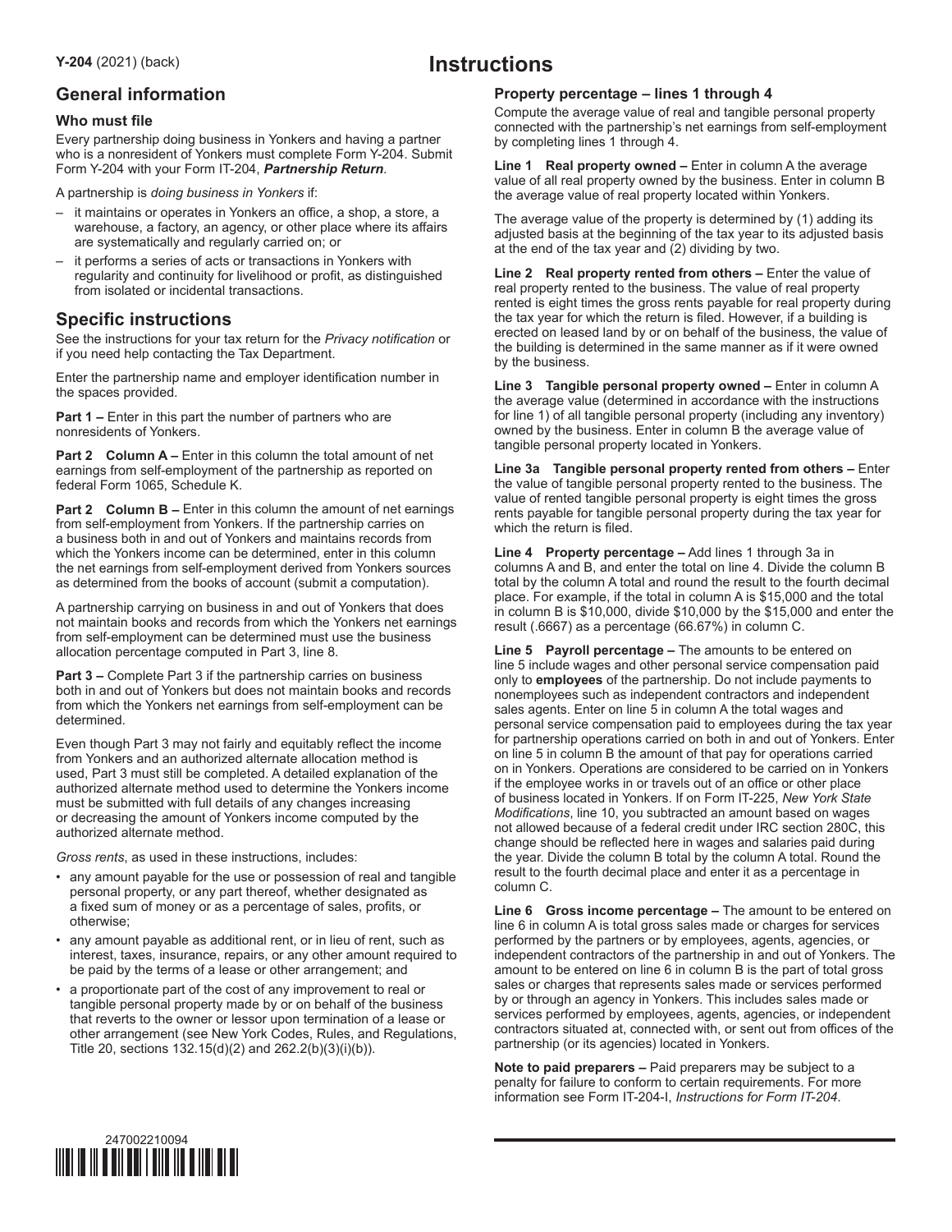Y-204 (2021) (back)

# Instructions

## General information

### Who must file

Every partnership doing business in Yonkers and having a partner who is a nonresident of Yonkers must complete Form Y-204. Submit Form Y-204 with your Form IT-204, ***Partnership Return***.

A partnership is *doing business in Yonkers* if:

- it maintains or operates in Yonkers an office, a shop, a store, a warehouse, a factory, an agency, or other place where its affairs are systematically and regularly carried on; or
- it performs a series of acts or transactions in Yonkers with regularity and continuity for livelihood or profit, as distinguished from isolated or incidental transactions.

## Specific instructions

See the instructions for your tax return for the *Privacy notification* or if you need help contacting the Tax Department.

Enter the partnership name and employer identification number in the spaces provided.

**Part 1 –** Enter in this part the number of partners who are nonresidents of Yonkers.

**Part 2 Column A –** Enter in this column the total amount of net earnings from self-employment of the partnership as reported on federal Form 1065, Schedule K.

**Part 2 Column B –** Enter in this column the amount of net earnings from self-employment from Yonkers. If the partnership carries on a business both in and out of Yonkers and maintains records from which the Yonkers income can be determined, enter in this column the net earnings from self-employment derived from Yonkers sources as determined from the books of account (submit a computation).

A partnership carrying on business in and out of Yonkers that does not maintain books and records from which the Yonkers net earnings from self-employment can be determined must use the business allocation percentage computed in Part 3, line 8.

**Part 3 –** Complete Part 3 if the partnership carries on business both in and out of Yonkers but does not maintain books and records from which the Yonkers net earnings from self-employment can be determined.

Even though Part 3 may not fairly and equitably reflect the income from Yonkers and an authorized alternate allocation method is used, Part 3 must still be completed. A detailed explanation of the authorized alternate method used to determine the Yonkers income must be submitted with full details of any changes increasing or decreasing the amount of Yonkers income computed by the authorized alternate method.

*Gross rents*, as used in these instructions, includes:

- any amount payable for the use or possession of real and tangible personal property, or any part thereof, whether designated as a fixed sum of money or as a percentage of sales, profits, or otherwise;
- any amount payable as additional rent, or in lieu of rent, such as interest, taxes, insurance, repairs, or any other amount required to be paid by the terms of a lease or other arrangement; and
- a proportionate part of the cost of any improvement to real or tangible personal property made by or on behalf of the business that reverts to the owner or lessor upon termination of a lease or other arrangement (see New York Codes, Rules, and Regulations, Title 20, sections 132.15(d)(2) and 262.2(b)(3)(i)(b)).

### Property percentage – lines 1 through 4

Compute the average value of real and tangible personal property connected with the partnership's net earnings from self-employment by completing lines 1 through 4.

**Line 1 Real property owned –** Enter in column A the average value of all real property owned by the business. Enter in column B the average value of real property located within Yonkers.

The average value of the property is determined by (1) adding its adjusted basis at the beginning of the tax year to its adjusted basis at the end of the tax year and (2) dividing by two.

**Line 2 Real property rented from others –** Enter the value of real property rented to the business. The value of real property rented is eight times the gross rents payable for real property during the tax year for which the return is filed. However, if a building is erected on leased land by or on behalf of the business, the value of the building is determined in the same manner as if it were owned by the business.

**Line 3 Tangible personal property owned –** Enter in column A the average value (determined in accordance with the instructions for line 1) of all tangible personal property (including any inventory) owned by the business. Enter in column B the average value of tangible personal property located in Yonkers.

**Line 3a Tangible personal property rented from others –** Enter the value of tangible personal property rented to the business. The value of rented tangible personal property is eight times the gross rents payable for tangible personal property during the tax year for which the return is filed.

**Line 4 Property percentage –** Add lines 1 through 3a in columns A and B, and enter the total on line 4. Divide the column B total by the column A total and round the result to the fourth decimal place. For example, if the total in column A is $15,000 and the total in column B is $10,000, divide $10,000 by the $15,000 and enter the result (.6667) as a percentage (66.67%) in column C.

**Line 5 Payroll percentage –** The amounts to be entered on line 5 include wages and other personal service compensation paid only to **employees** of the partnership. Do not include payments to nonemployees such as independent contractors and independent sales agents. Enter on line 5 in column A the total wages and personal service compensation paid to employees during the tax year for partnership operations carried on both in and out of Yonkers. Enter on line 5 in column B the amount of that pay for operations carried on in Yonkers. Operations are considered to be carried on in Yonkers if the employee works in or travels out of an office or other place of business located in Yonkers. If on Form IT-225, *New York State Modifications*, line 10, you subtracted an amount based on wages not allowed because of a federal credit under IRC section 280C, this change should be reflected here in wages and salaries paid during the year. Divide the column B total by the column A total. Round the result to the fourth decimal place and enter it as a percentage in column C.

**Line 6 Gross income percentage –** The amount to be entered on line 6 in column A is total gross sales made or charges for services performed by the partners or by employees, agents, agencies, or independent contractors of the partnership in and out of Yonkers. The amount to be entered on line 6 in column B is the part of total gross sales or charges that represents sales made or services performed by or through an agency in Yonkers. This includes sales made or services performed by employees, agents, agencies, or independent contractors situated at, connected with, or sent out from offices of the partnership (or its agencies) located in Yonkers.

**Note to paid preparers –** Paid preparers may be subject to a penalty for failure to conform to certain requirements. For more information see Form IT-204-I, *Instructions for Form IT-204*.

247002210094